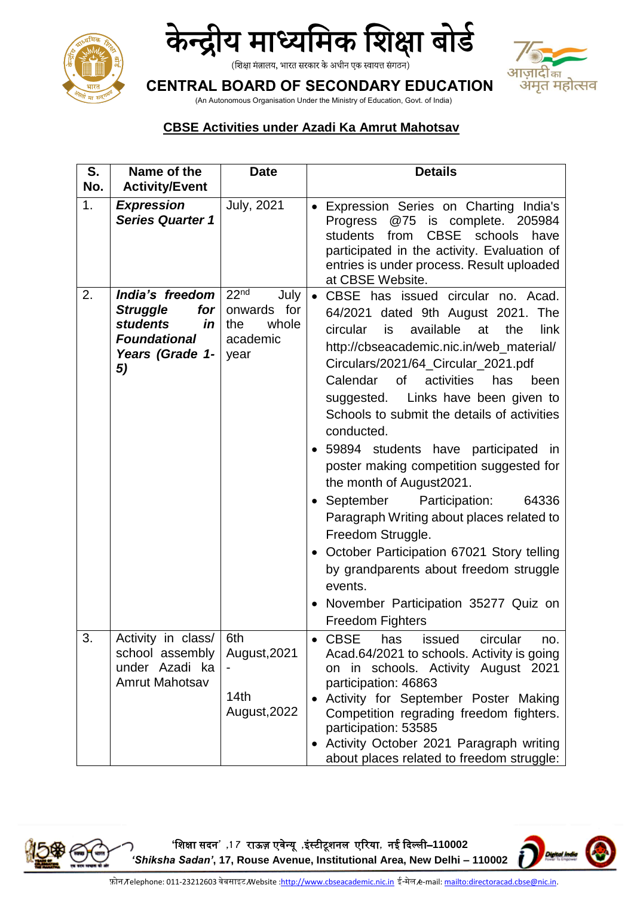# केन्द्रीय माध्यमिक शिक्षा बोर्ड

(शिक्षा मंत्रालय, भारत सरकार के अधीन एक स्वायत्त संगठन)

# CENTRAL BOARD OF SECONDARY EDUCATION

(An Autonomous Organisation Under the Ministry of Education, Govt. of India)

## CBSE Activities under Azadi Ka Amrut Mahotsav

| S. No. | Name of the Activity/Event | Date | Details |
|---|---|---|---|
| 1. | ***Expression Series Quarter 1*** | July, 2021 | • Expression Series on Charting India's Progress @75 is complete. 205984 students from CBSE schools have participated in the activity. Evaluation of entries is under process. Result uploaded at CBSE Website. |
| 2. | ***India's freedom Struggle for students in Foundational Years (Grade 1-5)*** | 22nd July onwards for the whole academic year | • CBSE has issued circular no. Acad. 64/2021 dated 9th August 2021. The circular is available at the link http://cbseacademic.nic.in/web_material/Circulars/2021/64_Circular_2021.pdf Calendar of activities has been suggested. Links have been given to Schools to submit the details of activities conducted.<br>• 59894 students have participated in poster making competition suggested for the month of August2021.<br>• September Participation: 64336 Paragraph Writing about places related to Freedom Struggle.<br>• October Participation 67021 Story telling by grandparents about freedom struggle events.<br>• November Participation 35277 Quiz on Freedom Fighters |
| 3. | Activity in class/ school assembly under Azadi ka Amrut Mahotsav | 6th August,2021 - 14th August,2022 | • CBSE has issued circular no. Acad.64/2021 to schools. Activity is going on in schools. Activity August 2021 participation: 46863<br>• Activity for September Poster Making Competition regrading freedom fighters. participation: 53585<br>• Activity October 2021 Paragraph writing about places related to freedom struggle: |

'शिक्षा सदन' ,17 राऊज़ एवेन्यू ,इंस्टीटूशनल एरिया, नई दिल्ली–110002
*'Shiksha Sadan'*, 17, Rouse Avenue, Institutional Area, New Delhi – 110002

फ़ोन/Telephone: 011-23212603 वेबसाइट/Website :http://www.cbseacademic.nic.in ई-मेल/e-mail: mailto:directoracad.cbse@nic.in.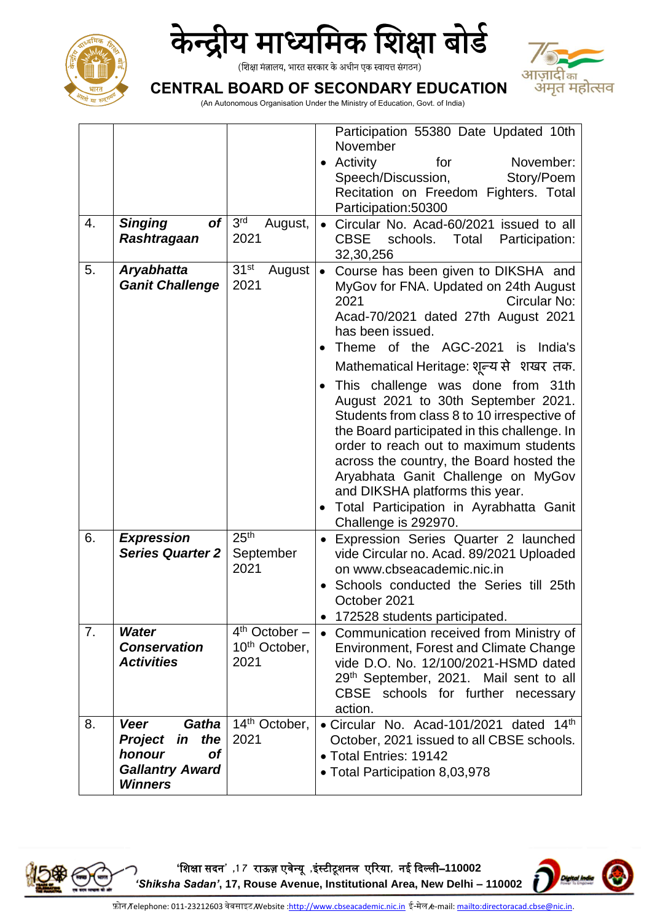| | | | |
|---|---|---|---|
| | | | Participation 55380 Date Updated 10th November<br>• Activity for November: Speech/Discussion, Story/Poem Recitation on Freedom Fighters. Total Participation:50300 |
| 4. | ***Singing of Rashtragaan*** | 3rd August, 2021 | • Circular No. Acad-60/2021 issued to all CBSE schools. Total Participation: 32,30,256 |
| 5. | ***Aryabhatta Ganit Challenge*** | 31st August 2021 | • Course has been given to DIKSHA and MyGov for FNA. Updated on 24th August 2021 Circular No: Acad-70/2021 dated 27th August 2021 has been issued.<br>• Theme of the AGC-2021 is India's Mathematical Heritage: शून्य से शिखर तक.<br>• This challenge was done from 31th August 2021 to 30th September 2021. Students from class 8 to 10 irrespective of the Board participated in this challenge. In order to reach out to maximum students across the country, the Board hosted the Aryabhata Ganit Challenge on MyGov and DIKSHA platforms this year.<br>• Total Participation in Ayrabhatta Ganit Challenge is 292970. |
| 6. | ***Expression Series Quarter 2*** | 25th September 2021 | • Expression Series Quarter 2 launched vide Circular no. Acad. 89/2021 Uploaded on www.cbseacademic.nic.in<br>• Schools conducted the Series till 25th October 2021<br>• 172528 students participated. |
| 7. | ***Water Conservation Activities*** | 4th October – 10th October, 2021 | • Communication received from Ministry of Environment, Forest and Climate Change vide D.O. No. 12/100/2021-HSMD dated 29th September, 2021. Mail sent to all CBSE schools for further necessary action. |
| 8. | ***Veer Gatha Project in the honour of Gallantry Award Winners*** | 14th October, 2021 | • Circular No. Acad-101/2021 dated 14th October, 2021 issued to all CBSE schools.<br>• Total Entries: 19142<br>• Total Participation 8,03,978 |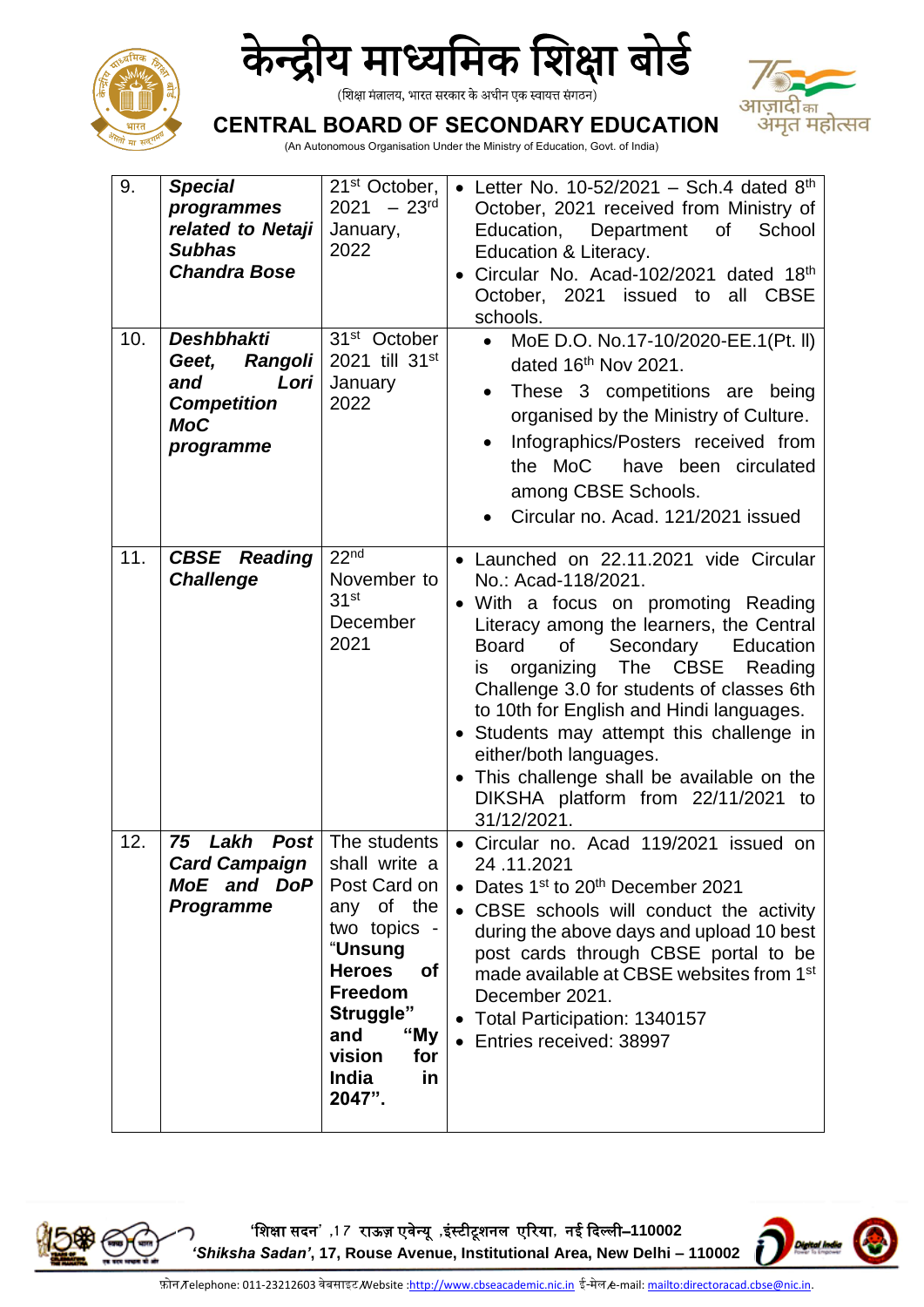| 9. | ***Special programmes related to Netaji Subhas Chandra Bose*** | 21st October, 2021 – 23rd January, 2022 | • Letter No. 10-52/2021 – Sch.4 dated 8th October, 2021 received from Ministry of Education, Department of School Education & Literacy.<br>• Circular No. Acad-102/2021 dated 18th October, 2021 issued to all CBSE schools. |
|---|---|---|---|
| 10. | ***Deshbhakti Geet, Rangoli and Lori Competition MoC programme*** | 31st October 2021 till 31st January 2022 | • MoE D.O. No.17-10/2020-EE.1(Pt. II) dated 16th Nov 2021.<br>• These 3 competitions are being organised by the Ministry of Culture.<br>• Infographics/Posters received from the MoC have been circulated among CBSE Schools.<br>• Circular no. Acad. 121/2021 issued |
| 11. | ***CBSE Reading Challenge*** | 22nd November to 31st December 2021 | • Launched on 22.11.2021 vide Circular No.: Acad-118/2021.<br>• With a focus on promoting Reading Literacy among the learners, the Central Board of Secondary Education is organizing The CBSE Reading Challenge 3.0 for students of classes 6th to 10th for English and Hindi languages.<br>• Students may attempt this challenge in either/both languages.<br>• This challenge shall be available on the DIKSHA platform from 22/11/2021 to 31/12/2021. |
| 12. | ***75 Lakh Post Card Campaign MoE and DoP Programme*** | The students shall write a Post Card on any of the two topics - "**Unsung Heroes of Freedom Struggle" and "My vision for India in 2047".** | • Circular no. Acad 119/2021 issued on 24 .11.2021<br>• Dates 1st to 20th December 2021<br>• CBSE schools will conduct the activity during the above days and upload 10 best post cards through CBSE portal to be made available at CBSE websites from 1st December 2021.<br>• Total Participation: 1340157<br>• Entries received: 38997 |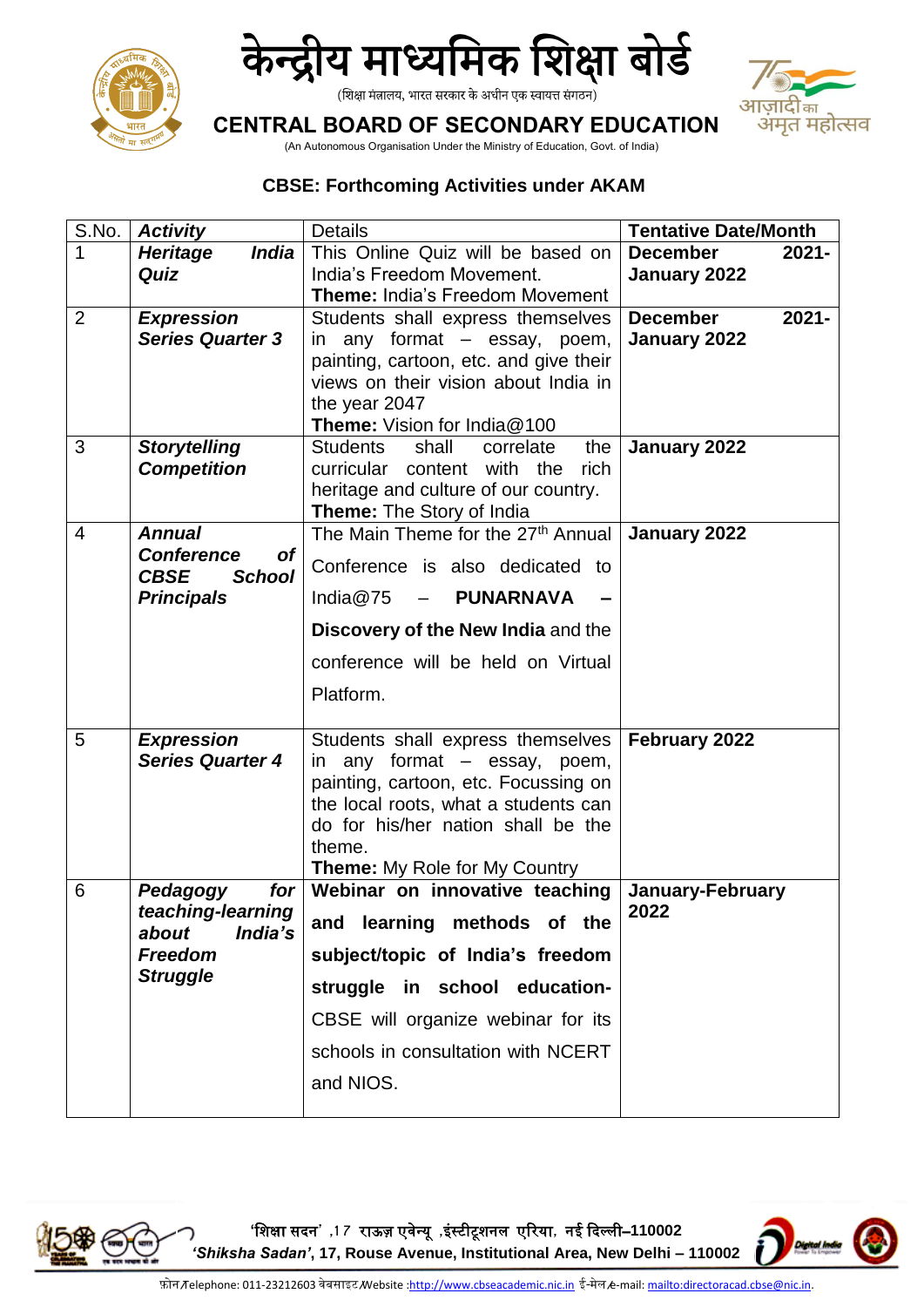# केन्द्रीय माध्यमिक शिक्षा बोर्ड

(शिक्षा मंत्रालय, भारत सरकार के अधीन एक स्वायत्त संगठन)

# CENTRAL BOARD OF SECONDARY EDUCATION

(An Autonomous Organisation Under the Ministry of Education, Govt. of India)

## CBSE: Forthcoming Activities under AKAM

| S.No. | *Activity* | Details | Tentative Date/Month |
|---|---|---|---|
| 1 | ***Heritage India Quiz*** | This Online Quiz will be based on India's Freedom Movement. **Theme:** India's Freedom Movement | **December 2021-January 2022** |
| 2 | ***Expression Series Quarter 3*** | Students shall express themselves in any format – essay, poem, painting, cartoon, etc. and give their views on their vision about India in the year 2047 **Theme:** Vision for India@100 | **December 2021-January 2022** |
| 3 | ***Storytelling Competition*** | Students shall correlate the curricular content with the rich heritage and culture of our country. **Theme:** The Story of India | **January 2022** |
| 4 | ***Annual Conference of CBSE School Principals*** | The Main Theme for the 27th Annual Conference is also dedicated to India@75 – **PUNARNAVA – Discovery of the New India** and the conference will be held on Virtual Platform. | **January 2022** |
| 5 | ***Expression Series Quarter 4*** | Students shall express themselves in any format – essay, poem, painting, cartoon, etc. Focussing on the local roots, what a students can do for his/her nation shall be the theme. **Theme:** My Role for My Country | **February 2022** |
| 6 | ***Pedagogy for teaching-learning about India's Freedom Struggle*** | **Webinar on innovative teaching and learning methods of the subject/topic of India's freedom struggle in school education-** CBSE will organize webinar for its schools in consultation with NCERT and NIOS. | **January-February 2022** |

'शिक्षा सदन' ,17 राऊज़ एवेन्यू ,इंस्टीटूशनल एरिया, नई दिल्ली–110002

*'Shiksha Sadan'*, 17, Rouse Avenue, Institutional Area, New Delhi – 110002

फ़ोन/Telephone: 011-23212603 वेबसाइट/Website :http://www.cbseacademic.nic.in ई-मेल/e-mail: mailto:directoracad.cbse@nic.in.